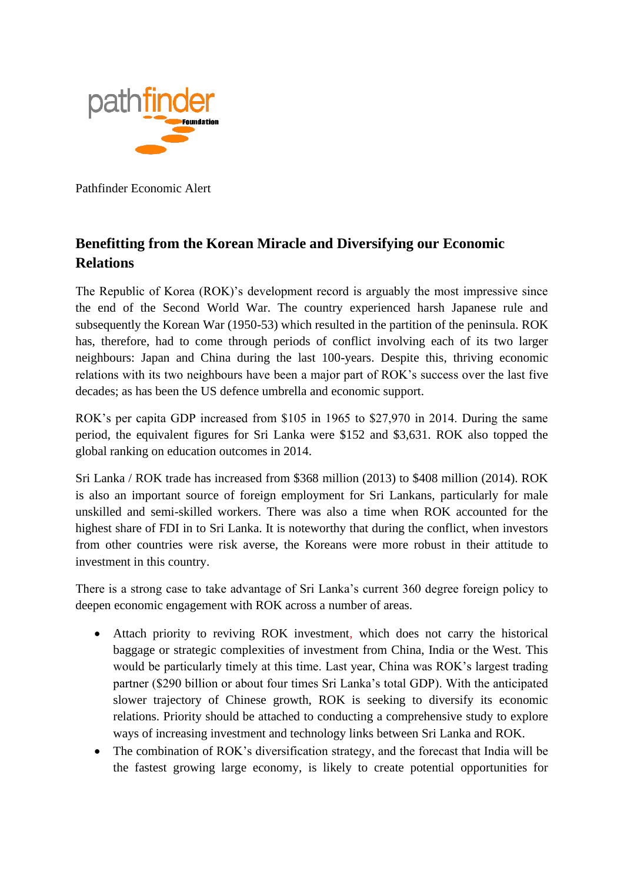Pathfinder Economic Alert

## Benefitting from the Korean Miracle and Diversifying our Economic Relations

The Republic of Korea (ROK)'s development record is arguably the most impressive since the end of the Second World War. The country experienced harsh Japanese rule and subsequently the Korean War (1950-53) which resulted in the partition of the peninsula. ROK has, therefore, had to come through periods of conflict involving each of its two larger neighbours: Japan and China during the last 100-years. Despite this, thriving economic relations with its two neighbours have been a major part of ROK's success over the last five decades; as has been the US defence umbrella and economic support.

ROK's per capita GDP increased from $105 in 1965 to $27,970 in 2014. During the same period, the equivalent figures for Sri Lanka were $152 and $3,631. ROK also topped the global ranking on education outcomes in 2014.

Sri Lanka / ROK trade has increased from $368 million (2013) to $408 million (2014). ROK is also an important source of foreign employment for Sri Lankans, particularly for male unskilled and semi-skilled workers. There was also a time when ROK accounted for the highest share of FDI in to Sri Lanka. It is noteworthy that during the conflict, when investors from other countries were risk averse, the Koreans were more robust in their attitude to investment in this country.

There is a strong case to take advantage of Sri Lanka's current 360 degree foreign policy to deepen economic engagement with ROK across a number of areas.

- Attach priority to reviving ROK investment, which does not carry the historical baggage or strategic complexities of investment from China, India or the West. This would be particularly timely at this time. Last year, China was ROK's largest trading partner ($290 billion or about four times Sri Lanka's total GDP). With the anticipated slower trajectory of Chinese growth, ROK is seeking to diversify its economic relations. Priority should be attached to conducting a comprehensive study to explore ways of increasing investment and technology links between Sri Lanka and ROK.
- The combination of ROK's diversification strategy, and the forecast that India will be the fastest growing large economy, is likely to create potential opportunities for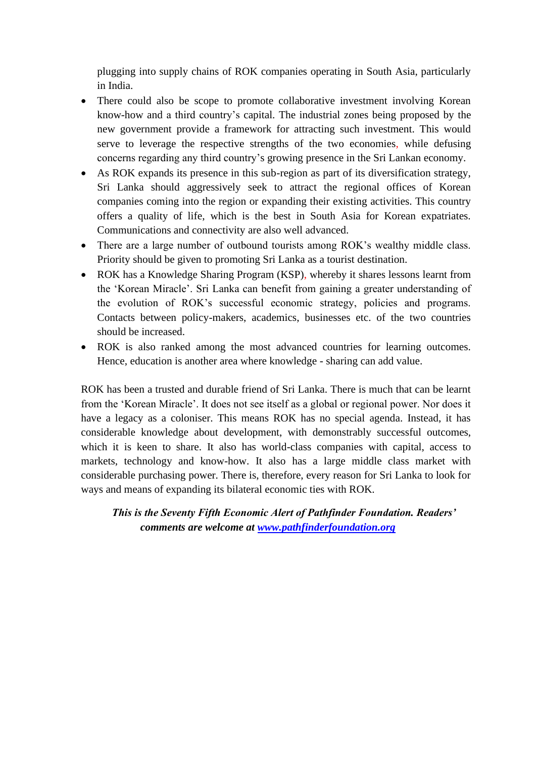plugging into supply chains of ROK companies operating in South Asia, particularly in India.

- There could also be scope to promote collaborative investment involving Korean know-how and a third country's capital. The industrial zones being proposed by the new government provide a framework for attracting such investment. This would serve to leverage the respective strengths of the two economies, while defusing concerns regarding any third country's growing presence in the Sri Lankan economy.
- As ROK expands its presence in this sub-region as part of its diversification strategy, Sri Lanka should aggressively seek to attract the regional offices of Korean companies coming into the region or expanding their existing activities. This country offers a quality of life, which is the best in South Asia for Korean expatriates. Communications and connectivity are also well advanced.
- There are a large number of outbound tourists among ROK's wealthy middle class. Priority should be given to promoting Sri Lanka as a tourist destination.
- ROK has a Knowledge Sharing Program (KSP), whereby it shares lessons learnt from the 'Korean Miracle'. Sri Lanka can benefit from gaining a greater understanding of the evolution of ROK's successful economic strategy, policies and programs. Contacts between policy-makers, academics, businesses etc. of the two countries should be increased.
- ROK is also ranked among the most advanced countries for learning outcomes. Hence, education is another area where knowledge - sharing can add value.

ROK has been a trusted and durable friend of Sri Lanka. There is much that can be learnt from the 'Korean Miracle'. It does not see itself as a global or regional power. Nor does it have a legacy as a coloniser. This means ROK has no special agenda. Instead, it has considerable knowledge about development, with demonstrably successful outcomes, which it is keen to share. It also has world-class companies with capital, access to markets, technology and know-how. It also has a large middle class market with considerable purchasing power. There is, therefore, every reason for Sri Lanka to look for ways and means of expanding its bilateral economic ties with ROK.

***This is the Seventy Fifth Economic Alert of Pathfinder Foundation. Readers' comments are welcome at [www.pathfinderfoundation.org](www.pathfinderfoundation.org)***